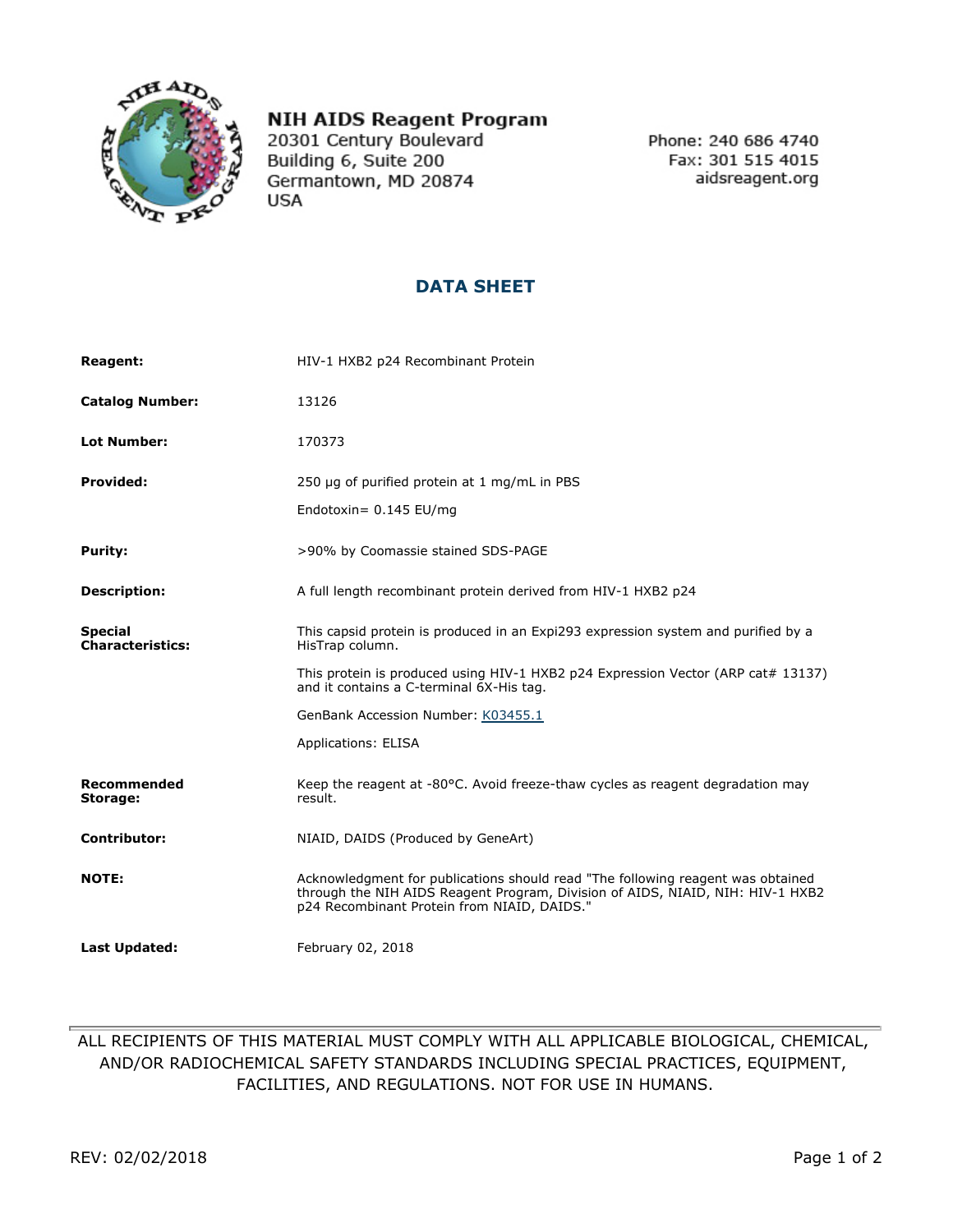**NIH AIDS Reagent Program**
20301 Century Boulevard
Building 6, Suite 200
Germantown, MD 20874
USA

Phone: 240 686 4740
Fax: 301 515 4015
aidsreagent.org

# DATA SHEET

| | |
|---|---|
| **Reagent:** | HIV-1 HXB2 p24 Recombinant Protein |
| **Catalog Number:** | 13126 |
| **Lot Number:** | 170373 |
| **Provided:** | 250 µg of purified protein at 1 mg/mL in PBS<br>Endotoxin= 0.145 EU/mg |
| **Purity:** | >90% by Coomassie stained SDS-PAGE |
| **Description:** | A full length recombinant protein derived from HIV-1 HXB2 p24 |
| **Special Characteristics:** | This capsid protein is produced in an Expi293 expression system and purified by a HisTrap column.<br>This protein is produced using HIV-1 HXB2 p24 Expression Vector (ARP cat# 13137) and it contains a C-terminal 6X-His tag.<br>GenBank Accession Number: K03455.1<br>Applications: ELISA |
| **Recommended Storage:** | Keep the reagent at -80°C. Avoid freeze-thaw cycles as reagent degradation may result. |
| **Contributor:** | NIAID, DAIDS (Produced by GeneArt) |
| **NOTE:** | Acknowledgment for publications should read "The following reagent was obtained through the NIH AIDS Reagent Program, Division of AIDS, NIAID, NIH: HIV-1 HXB2 p24 Recombinant Protein from NIAID, DAIDS." |
| **Last Updated:** | February 02, 2018 |

---

ALL RECIPIENTS OF THIS MATERIAL MUST COMPLY WITH ALL APPLICABLE BIOLOGICAL, CHEMICAL, AND/OR RADIOCHEMICAL SAFETY STANDARDS INCLUDING SPECIAL PRACTICES, EQUIPMENT, FACILITIES, AND REGULATIONS. NOT FOR USE IN HUMANS.

REV: 02/02/2018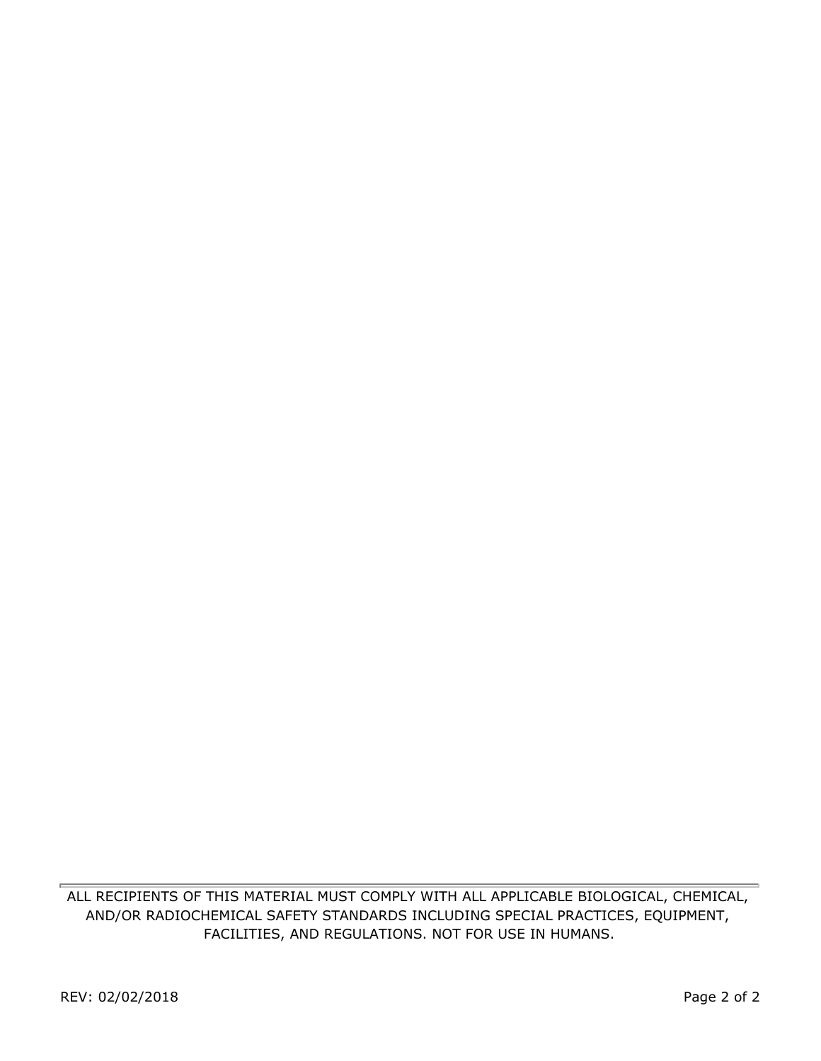ALL RECIPIENTS OF THIS MATERIAL MUST COMPLY WITH ALL APPLICABLE BIOLOGICAL, CHEMICAL, AND/OR RADIOCHEMICAL SAFETY STANDARDS INCLUDING SPECIAL PRACTICES, EQUIPMENT, FACILITIES, AND REGULATIONS. NOT FOR USE IN HUMANS.